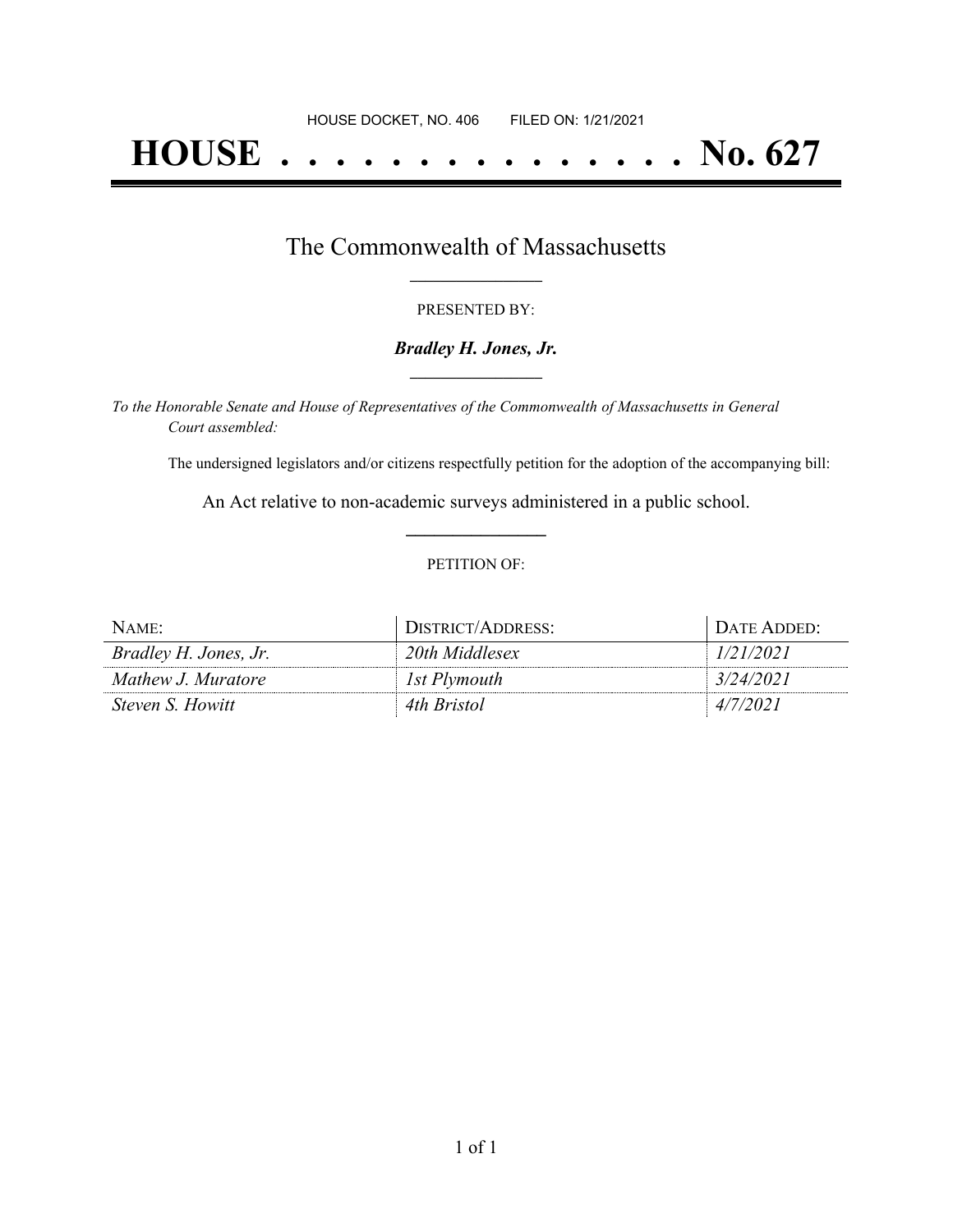HOUSE DOCKET, NO. 406        FILED ON: 1/21/2021

# HOUSE . . . . . . . . . . . . . . . No. 627

## The Commonwealth of Massachusetts

PRESENTED BY:

***Bradley H. Jones, Jr.***

*To the Honorable Senate and House of Representatives of the Commonwealth of Massachusetts in General Court assembled:*

The undersigned legislators and/or citizens respectfully petition for the adoption of the accompanying bill:

An Act relative to non-academic surveys administered in a public school.

PETITION OF:

| NAME: | DISTRICT/ADDRESS: | DATE ADDED: |
| --- | --- | --- |
| *Bradley H. Jones, Jr.* | *20th Middlesex* | *1/21/2021* |
| *Mathew J. Muratore* | *1st Plymouth* | *3/24/2021* |
| *Steven S. Howitt* | *4th Bristol* | *4/7/2021* |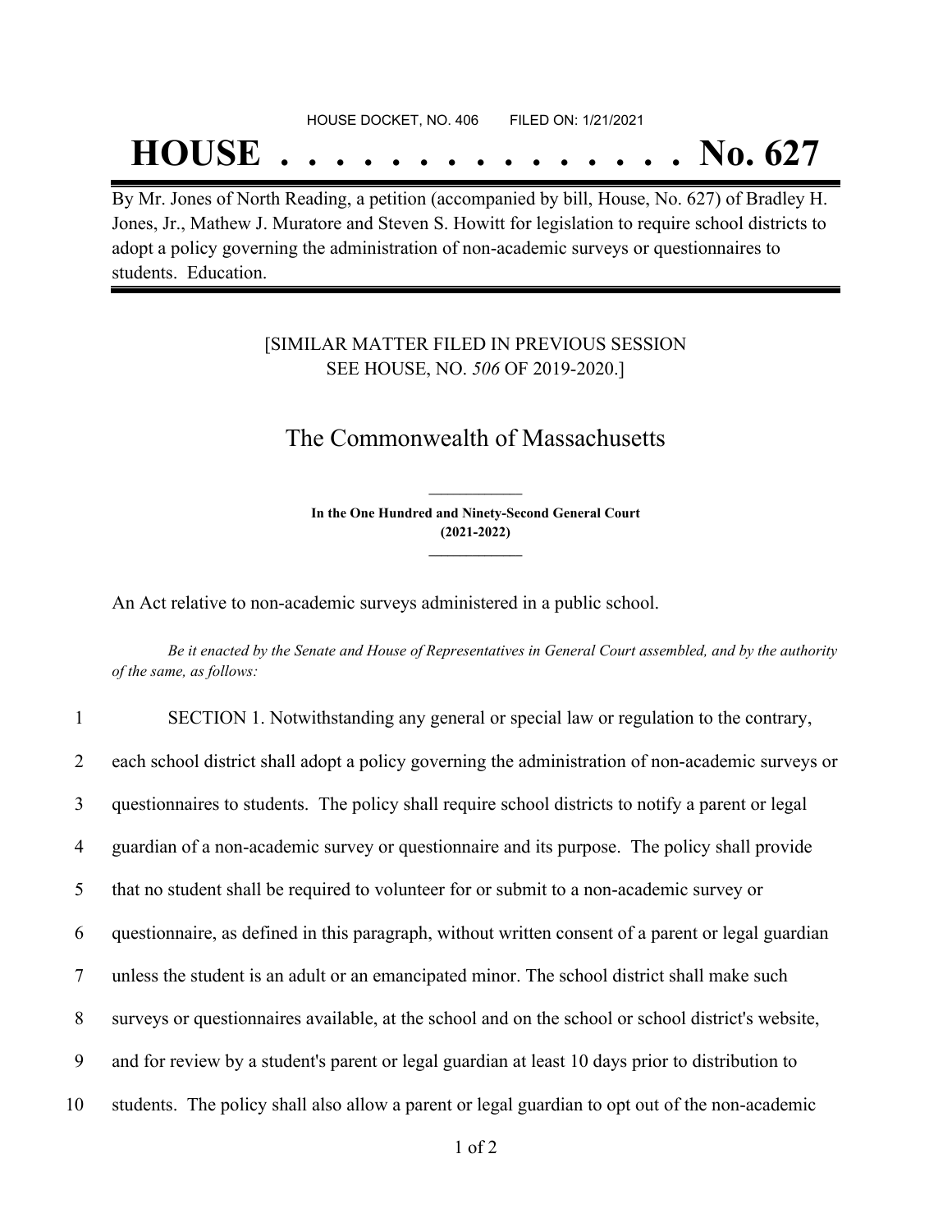HOUSE DOCKET, NO. 406 FILED ON: 1/21/2021

# HOUSE . . . . . . . . . . . . . . . No. 627

By Mr. Jones of North Reading, a petition (accompanied by bill, House, No. 627) of Bradley H. Jones, Jr., Mathew J. Muratore and Steven S. Howitt for legislation to require school districts to adopt a policy governing the administration of non-academic surveys or questionnaires to students. Education.

[SIMILAR MATTER FILED IN PREVIOUS SESSION SEE HOUSE, NO. *506* OF 2019-2020.]

## The Commonwealth of Massachusetts

**In the One Hundred and Ninety-Second General Court (2021-2022)**

An Act relative to non-academic surveys administered in a public school.

*Be it enacted by the Senate and House of Representatives in General Court assembled, and by the authority of the same, as follows:*

1 SECTION 1. Notwithstanding any general or special law or regulation to the contrary,
2 each school district shall adopt a policy governing the administration of non-academic surveys or
3 questionnaires to students. The policy shall require school districts to notify a parent or legal
4 guardian of a non-academic survey or questionnaire and its purpose. The policy shall provide
5 that no student shall be required to volunteer for or submit to a non-academic survey or
6 questionnaire, as defined in this paragraph, without written consent of a parent or legal guardian
7 unless the student is an adult or an emancipated minor. The school district shall make such
8 surveys or questionnaires available, at the school and on the school or school district's website,
9 and for review by a student's parent or legal guardian at least 10 days prior to distribution to
10 students. The policy shall also allow a parent or legal guardian to opt out of the non-academic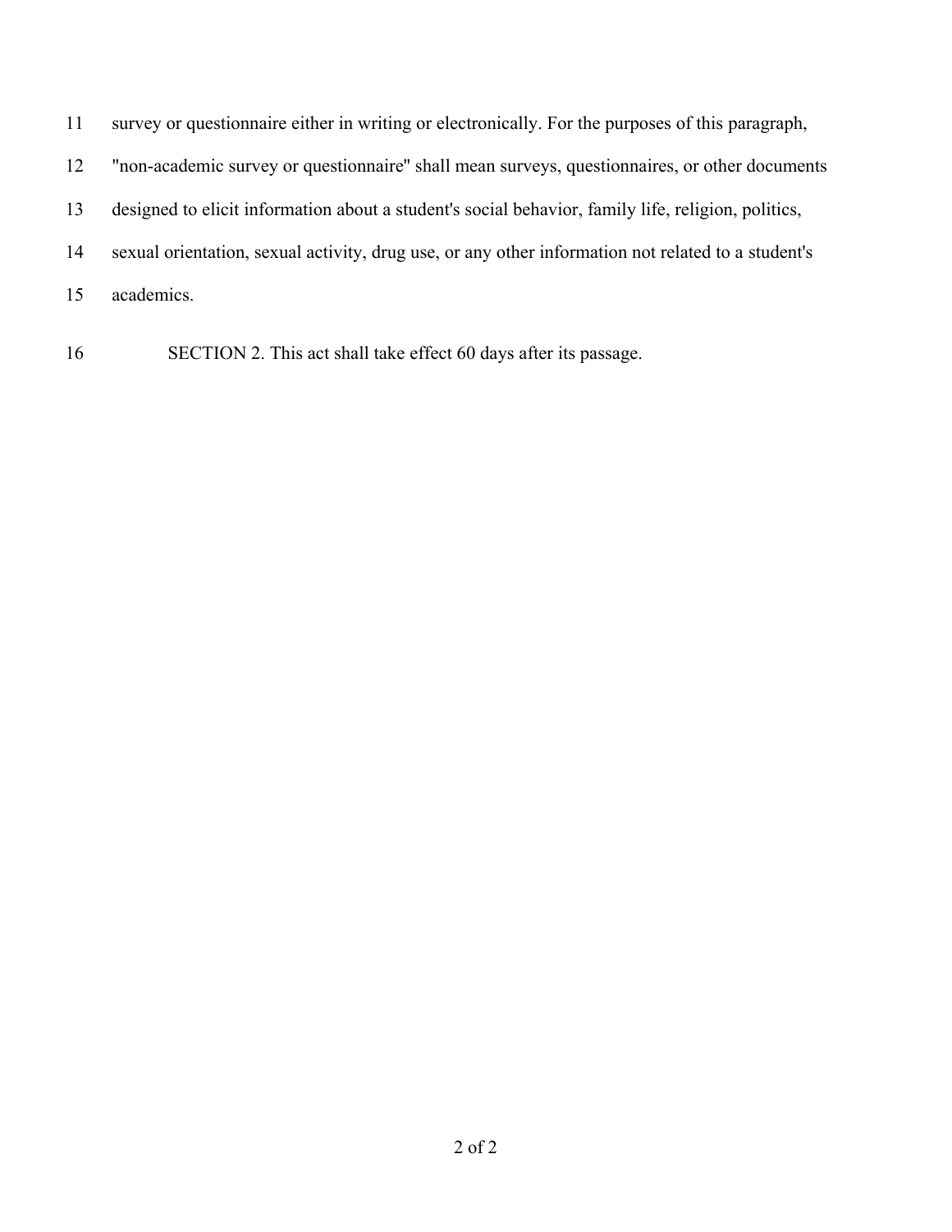11 survey or questionnaire either in writing or electronically. For the purposes of this paragraph,

12 "non-academic survey or questionnaire" shall mean surveys, questionnaires, or other documents

13 designed to elicit information about a student's social behavior, family life, religion, politics,

14 sexual orientation, sexual activity, drug use, or any other information not related to a student's

15 academics.

16 SECTION 2. This act shall take effect 60 days after its passage.